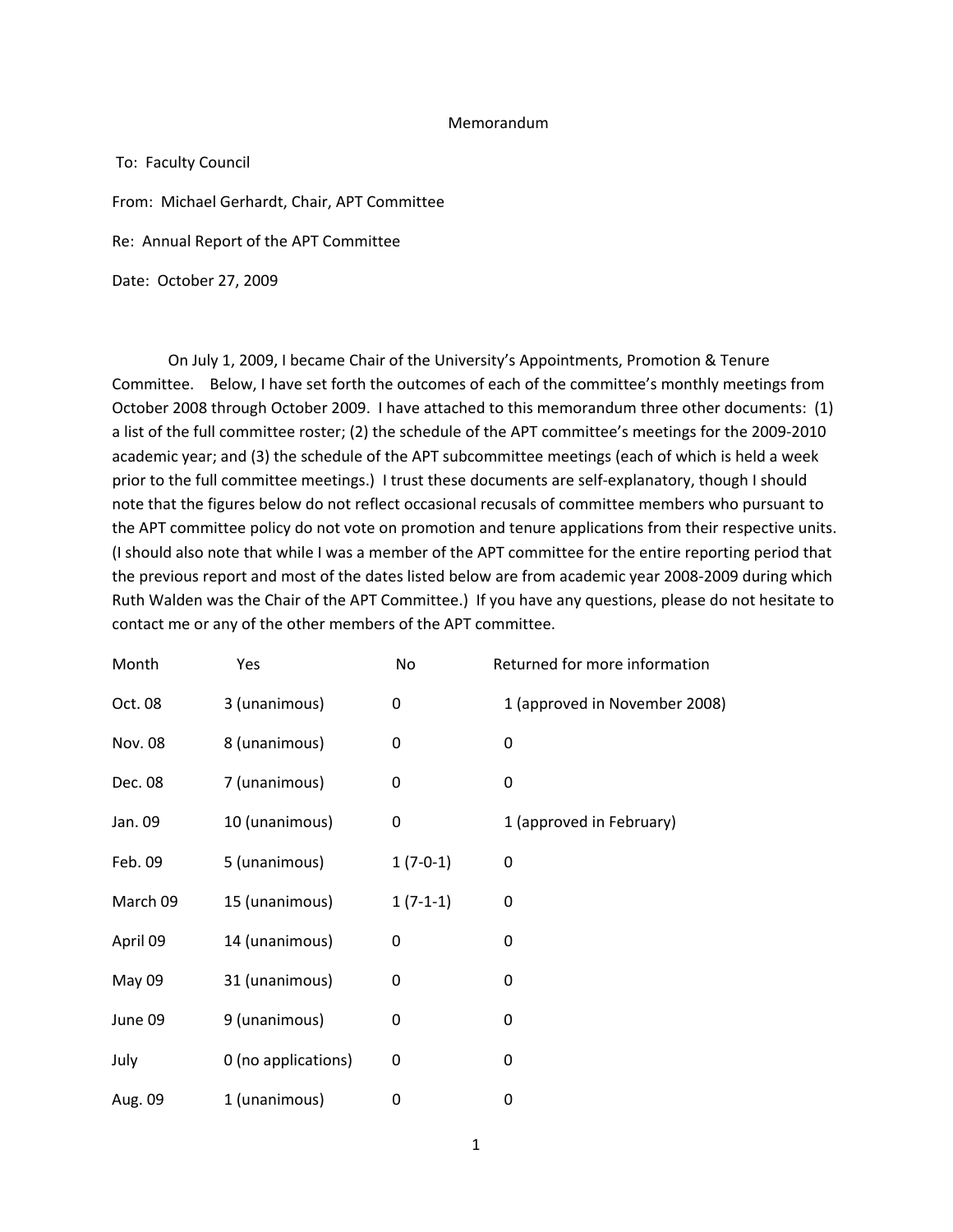Memorandum

To: Faculty Council

From: Michael Gerhardt, Chair, APT Committee

Re: Annual Report of the APT Committee

Date: October 27, 2009

On July 1, 2009, I became Chair of the University's Appointments, Promotion & Tenure Committee. Below, I have set forth the outcomes of each of the committee's monthly meetings from October 2008 through October 2009. I have attached to this memorandum three other documents: (1) a list of the full committee roster; (2) the schedule of the APT committee's meetings for the 2009-2010 academic year; and (3) the schedule of the APT subcommittee meetings (each of which is held a week prior to the full committee meetings.) I trust these documents are self-explanatory, though I should note that the figures below do not reflect occasional recusals of committee members who pursuant to the APT committee policy do not vote on promotion and tenure applications from their respective units. (I should also note that while I was a member of the APT committee for the entire reporting period that the previous report and most of the dates listed below are from academic year 2008-2009 during which Ruth Walden was the Chair of the APT Committee.) If you have any questions, please do not hesitate to contact me or any of the other members of the APT committee.

| Month | Yes | No | Returned for more information |
|---|---|---|---|
| Oct. 08 | 3 (unanimous) | 0 | 1 (approved in November 2008) |
| Nov. 08 | 8 (unanimous) | 0 | 0 |
| Dec. 08 | 7 (unanimous) | 0 | 0 |
| Jan. 09 | 10 (unanimous) | 0 | 1 (approved in February) |
| Feb. 09 | 5 (unanimous) | 1 (7-0-1) | 0 |
| March 09 | 15 (unanimous) | 1 (7-1-1) | 0 |
| April 09 | 14 (unanimous) | 0 | 0 |
| May 09 | 31 (unanimous) | 0 | 0 |
| June 09 | 9 (unanimous) | 0 | 0 |
| July | 0 (no applications) | 0 | 0 |
| Aug. 09 | 1 (unanimous) | 0 | 0 |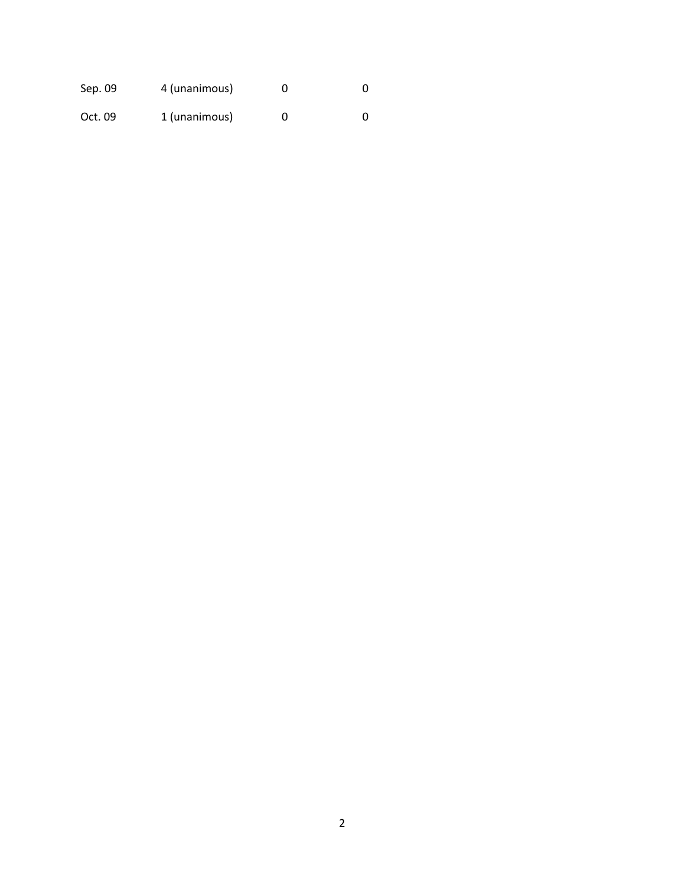| | | | |
|---|---|---|---|
| Sep. 09 | 4 (unanimous) | 0 | 0 |
| Oct. 09 | 1 (unanimous) | 0 | 0 |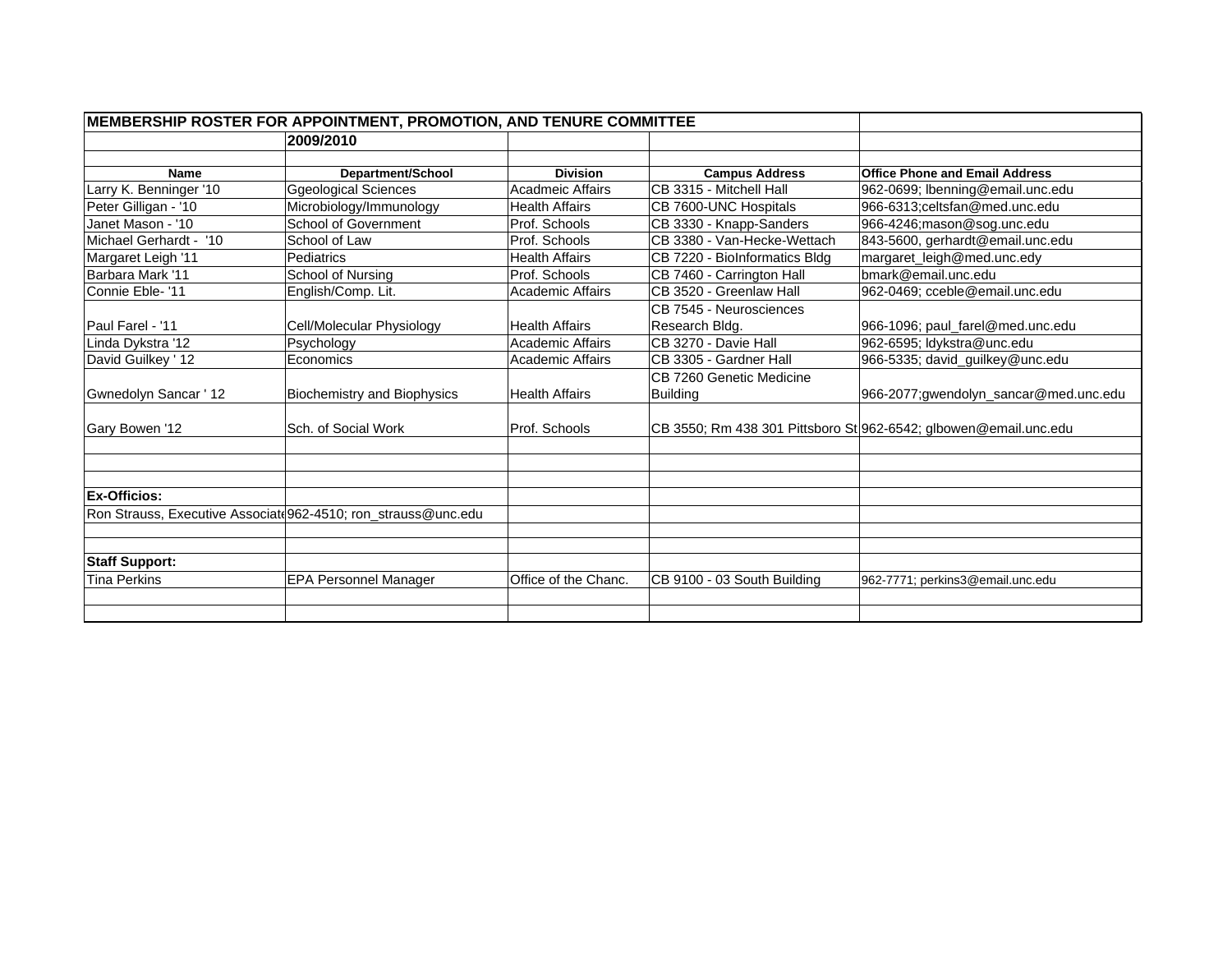| MEMBERSHIP ROSTER FOR APPOINTMENT, PROMOTION, AND TENURE COMMITTEE | | | | |
|---|---|---|---|---|
| | 2009/2010 | | | |
| | | | | |
| **Name** | **Department/School** | **Division** | **Campus Address** | **Office Phone and Email Address** |
| Larry K. Benninger '10 | Ggeological Sciences | Acadmeic Affairs | CB 3315 - Mitchell Hall | 962-0699; lbenning@email.unc.edu |
| Peter Gilligan - '10 | Microbiology/Immunology | Health Affairs | CB 7600-UNC Hospitals | 966-6313;celtsfan@med.unc.edu |
| Janet Mason - '10 | School of Government | Prof. Schools | CB 3330 - Knapp-Sanders | 966-4246;mason@sog.unc.edu |
| Michael Gerhardt - '10 | School of Law | Prof. Schools | CB 3380 - Van-Hecke-Wettach | 843-5600, gerhardt@email.unc.edu |
| Margaret Leigh '11 | Pediatrics | Health Affairs | CB 7220 - BioInformatics Bldg | margaret_leigh@med.unc.edy |
| Barbara Mark '11 | School of Nursing | Prof. Schools | CB 7460 - Carrington Hall | bmark@email.unc.edu |
| Connie Eble- '11 | English/Comp. Lit. | Academic Affairs | CB 3520 - Greenlaw Hall | 962-0469; cceble@email.unc.edu |
| Paul Farel - '11 | Cell/Molecular Physiology | Health Affairs | CB 7545 - Neurosciences Research Bldg. | 966-1096; paul_farel@med.unc.edu |
| Linda Dykstra '12 | Psychology | Academic Affairs | CB 3270 - Davie Hall | 962-6595; ldykstra@unc.edu |
| David Guilkey ' 12 | Economics | Academic Affairs | CB 3305 - Gardner Hall | 966-5335; david_guilkey@unc.edu |
| Gwnedolyn Sancar ' 12 | Biochemistry and Biophysics | Health Affairs | CB 7260 Genetic Medicine Building | 966-2077;gwendolyn_sancar@med.unc.edu |
| Gary Bowen '12 | Sch. of Social Work | Prof. Schools | CB 3550; Rm 438 301 Pittsboro St | 962-6542; glbowen@email.unc.edu |
| | | | | |
| | | | | |
| | | | | |
| **Ex-Officios:** | | | | |
| Ron Strauss, Executive Associate | 962-4510; ron_strauss@unc.edu | | | |
| | | | | |
| | | | | |
| **Staff Support:** | | | | |
| Tina Perkins | EPA Personnel Manager | Office of the Chanc. | CB 9100 - 03 South Building | 962-7771; perkins3@email.unc.edu |
| | | | | |
| | | | | |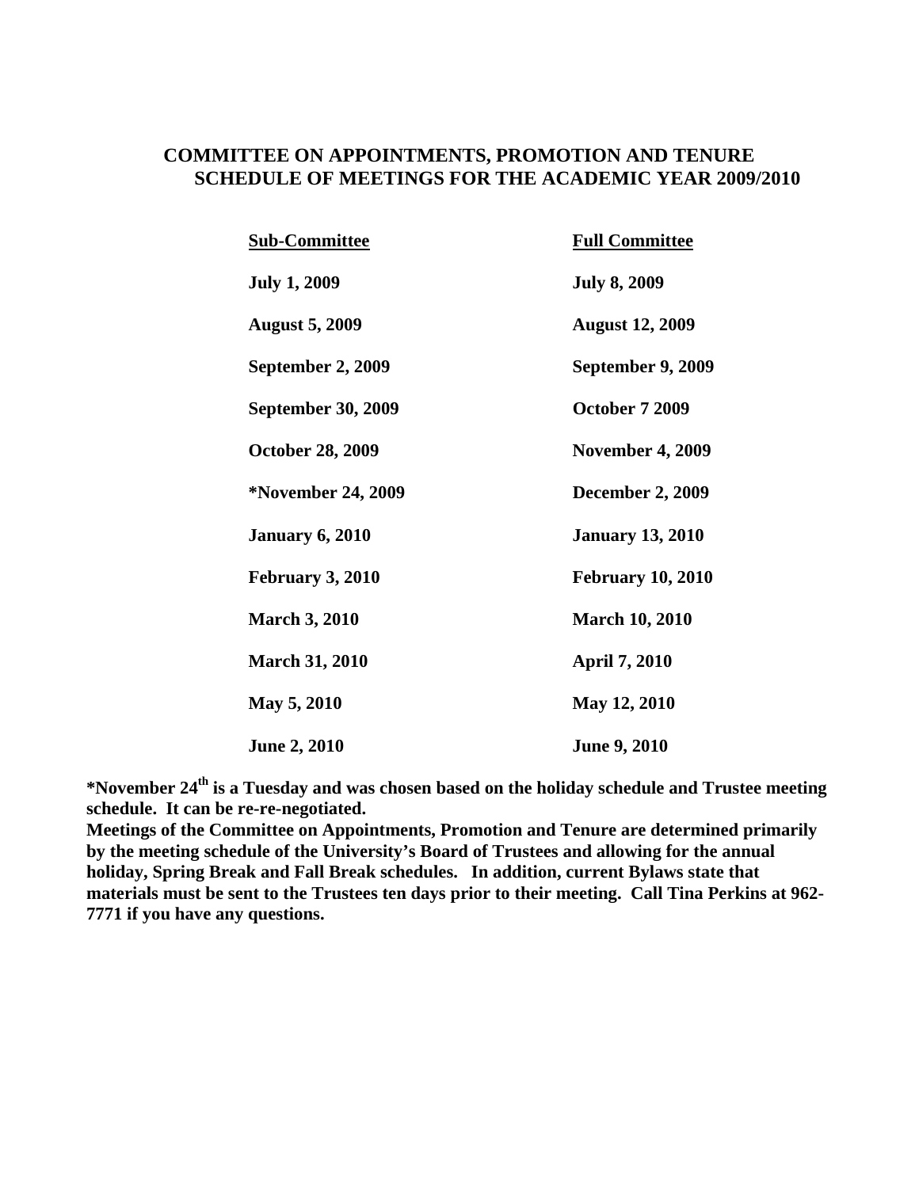# COMMITTEE ON APPOINTMENTS, PROMOTION AND TENURE
## SCHEDULE OF MEETINGS FOR THE ACADEMIC YEAR 2009/2010

| Sub-Committee | Full Committee |
|---|---|
| **July 1, 2009** | **July 8, 2009** |
| **August 5, 2009** | **August 12, 2009** |
| **September 2, 2009** | **September 9, 2009** |
| **September 30, 2009** | **October 7 2009** |
| **October 28, 2009** | **November 4, 2009** |
| ***November 24, 2009** | **December 2, 2009** |
| **January 6, 2010** | **January 13, 2010** |
| **February 3, 2010** | **February 10, 2010** |
| **March 3, 2010** | **March 10, 2010** |
| **March 31, 2010** | **April 7, 2010** |
| **May 5, 2010** | **May 12, 2010** |
| **June 2, 2010** | **June 9, 2010** |

**\*November 24th is a Tuesday and was chosen based on the holiday schedule and Trustee meeting schedule. It can be re-re-negotiated.**

**Meetings of the Committee on Appointments, Promotion and Tenure are determined primarily by the meeting schedule of the University's Board of Trustees and allowing for the annual holiday, Spring Break and Fall Break schedules. In addition, current Bylaws state that materials must be sent to the Trustees ten days prior to their meeting. Call Tina Perkins at 962-7771 if you have any questions.**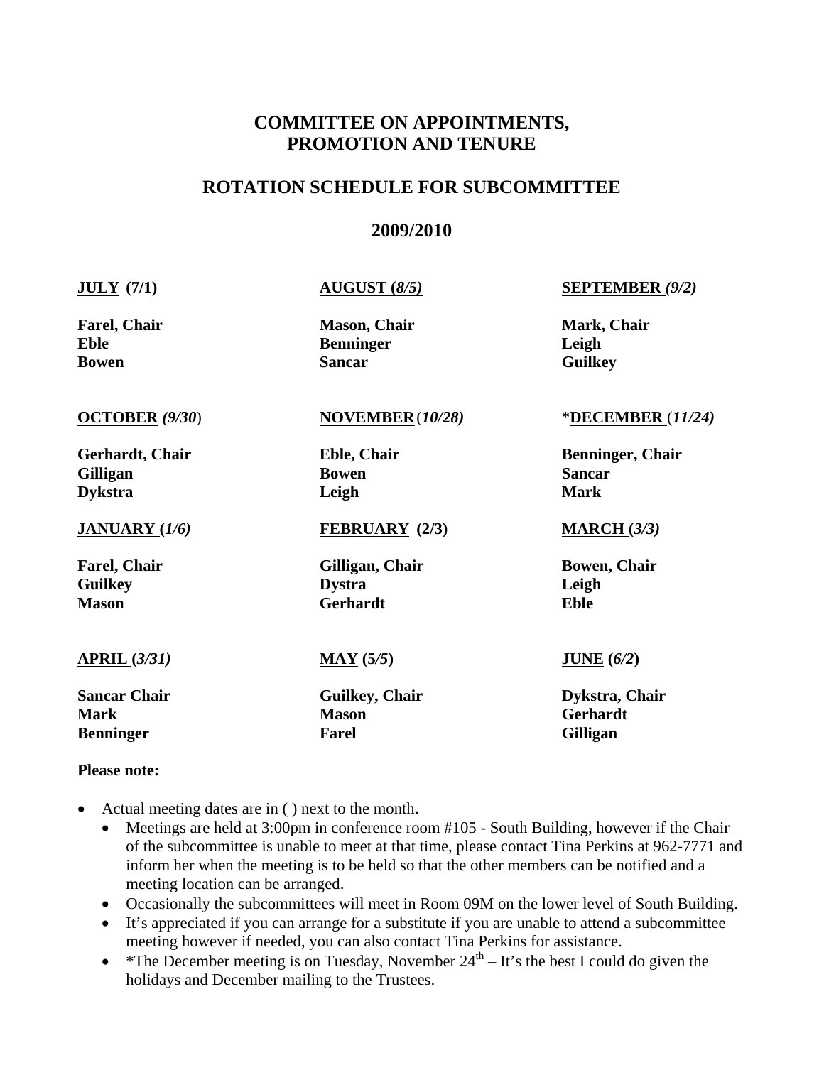# COMMITTEE ON APPOINTMENTS, PROMOTION AND TENURE

## ROTATION SCHEDULE FOR SUBCOMMITTEE

## 2009/2010

**JULY (7/1)**

**Farel, Chair**
**Eble**
**Bowen**

**AUGUST (*8/5)***

**Mason, Chair**
**Benninger**
**Sancar**

**SEPTEMBER *(9/2)***

**Mark, Chair**
**Leigh**
**Guilkey**

**OCTOBER *(9/30*)**

**Gerhardt, Chair**
**Gilligan**
**Dykstra**

**NOVEMBER (*10/28)***

**Eble, Chair**
**Bowen**
**Leigh**

*__DECEMBER__ (*11/24)*

**Benninger, Chair**
**Sancar**
**Mark**

**JANUARY (*1/6)***

**Farel, Chair**
**Guilkey**
**Mason**

**FEBRUARY (2/3)**

**Gilligan, Chair**
**Dystra**
**Gerhardt**

**MARCH (*3/3)***

**Bowen, Chair**
**Leigh**
**Eble**

**APRIL (*3/31)***

**Sancar Chair**
**Mark**
**Benninger**

**MAY (5/5)**

**Guilkey, Chair**
**Mason**
**Farel**

**JUNE (*6/2*)**

**Dykstra, Chair**
**Gerhardt**
**Gilligan**

**Please note:**

- Actual meeting dates are in ( ) next to the month**.**
  - Meetings are held at 3:00pm in conference room #105 - South Building, however if the Chair of the subcommittee is unable to meet at that time, please contact Tina Perkins at 962-7771 and inform her when the meeting is to be held so that the other members can be notified and a meeting location can be arranged.
  - Occasionally the subcommittees will meet in Room 09M on the lower level of South Building.
  - It's appreciated if you can arrange for a substitute if you are unable to attend a subcommittee meeting however if needed, you can also contact Tina Perkins for assistance.
  - *The December meeting is on Tuesday, November 24th – It's the best I could do given the holidays and December mailing to the Trustees.